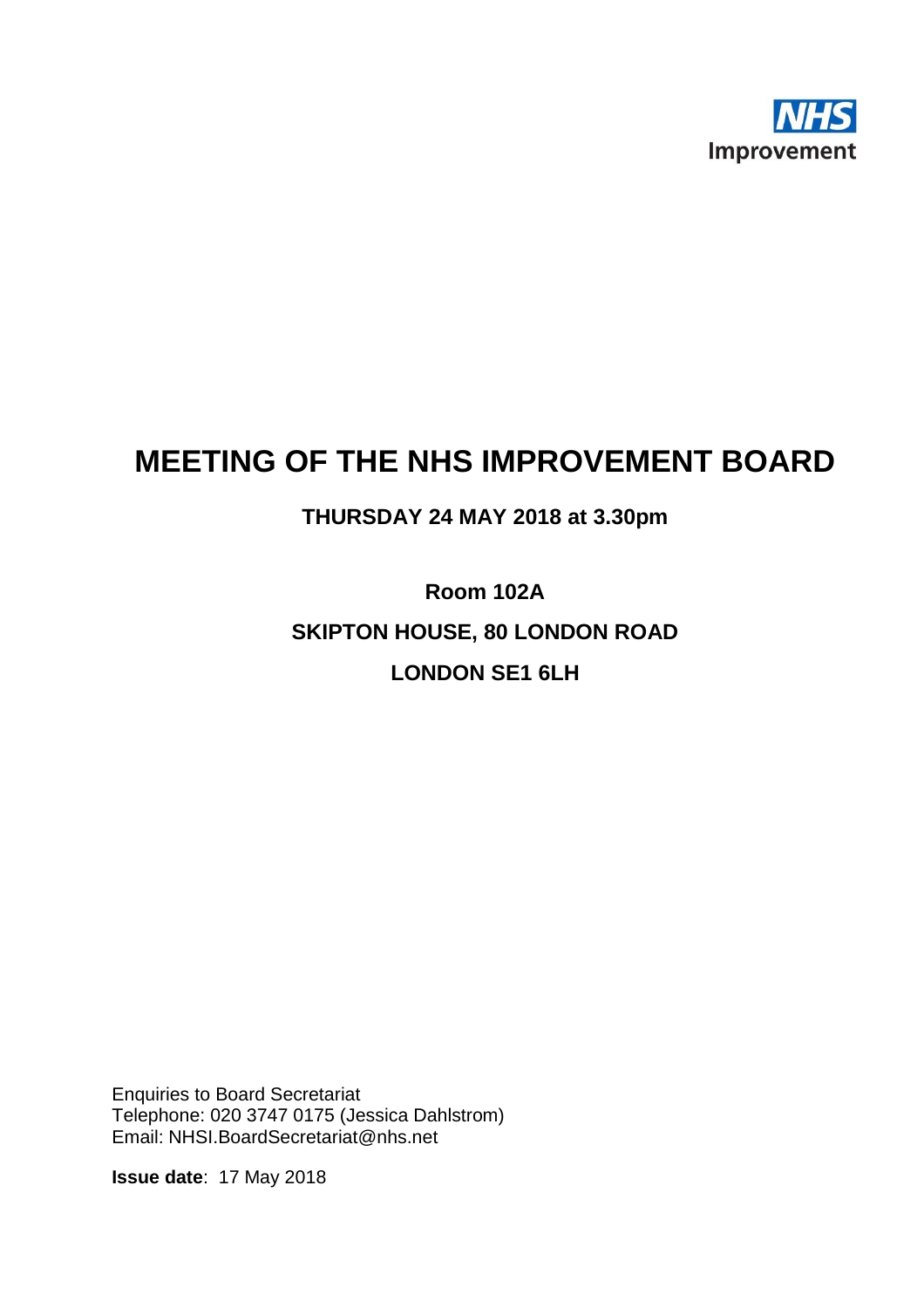NHS
Improvement

# MEETING OF THE NHS IMPROVEMENT BOARD

**THURSDAY 24 MAY 2018 at 3.30pm**

**Room 102A**

**SKIPTON HOUSE, 80 LONDON ROAD**

**LONDON SE1 6LH**

Enquiries to Board Secretariat
Telephone: 020 3747 0175 (Jessica Dahlstrom)
Email: NHSI.BoardSecretariat@nhs.net

**Issue date**: 17 May 2018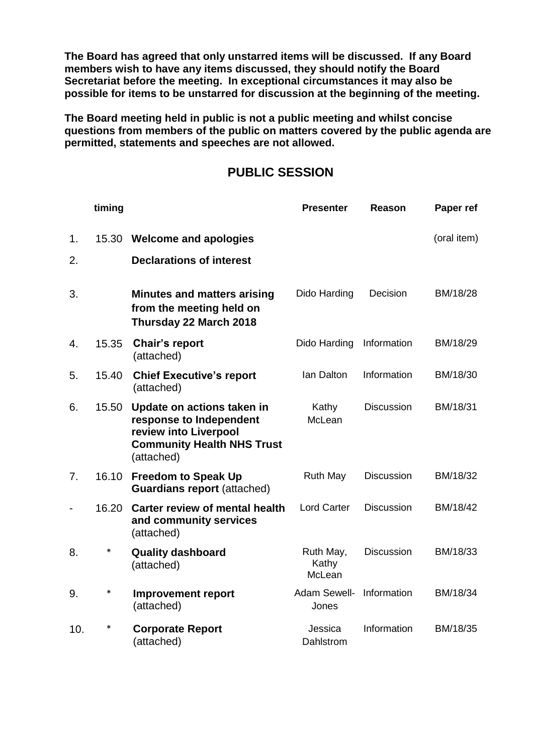**The Board has agreed that only unstarred items will be discussed. If any Board members wish to have any items discussed, they should notify the Board Secretariat before the meeting. In exceptional circumstances it may also be possible for items to be unstarred for discussion at the beginning of the meeting.**

**The Board meeting held in public is not a public meeting and whilst concise questions from members of the public on matters covered by the public agenda are permitted, statements and speeches are not allowed.**

## PUBLIC SESSION

| | timing | | Presenter | Reason | Paper ref |
|---|---|---|---|---|---|
| 1. | 15.30 | **Welcome and apologies** | | | (oral item) |
| 2. | | **Declarations of interest** | | | |
| 3. | | **Minutes and matters arising from the meeting held on Thursday 22 March 2018** | Dido Harding | Decision | BM/18/28 |
| 4. | 15.35 | **Chair's report** (attached) | Dido Harding | Information | BM/18/29 |
| 5. | 15.40 | **Chief Executive's report** (attached) | Ian Dalton | Information | BM/18/30 |
| 6. | 15.50 | **Update on actions taken in response to Independent review into Liverpool Community Health NHS Trust** (attached) | Kathy McLean | Discussion | BM/18/31 |
| 7. | 16.10 | **Freedom to Speak Up Guardians report** (attached) | Ruth May | Discussion | BM/18/32 |
| - | 16.20 | **Carter review of mental health and community services** (attached) | Lord Carter | Discussion | BM/18/42 |
| 8. | * | **Quality dashboard** (attached) | Ruth May, Kathy McLean | Discussion | BM/18/33 |
| 9. | * | **Improvement report** (attached) | Adam Sewell-Jones | Information | BM/18/34 |
| 10. | * | **Corporate Report** (attached) | Jessica Dahlstrom | Information | BM/18/35 |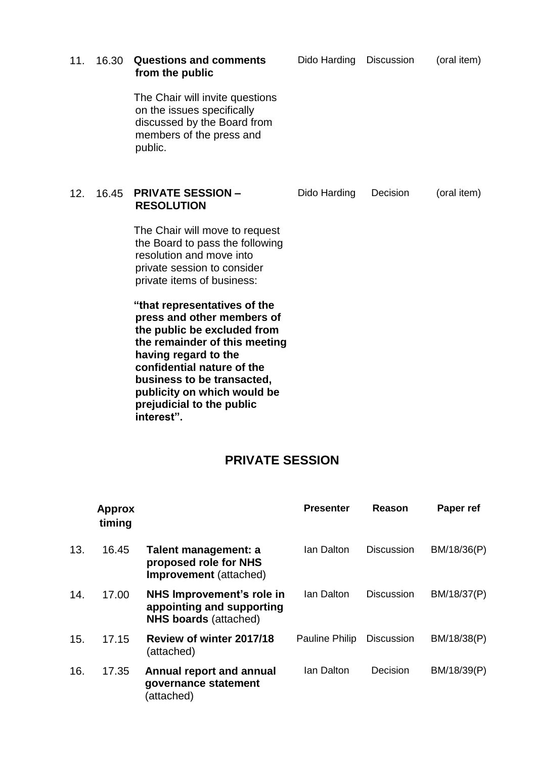| | | | | | |
|---|---|---|---|---|---|
| 11. | 16.30 | **Questions and comments from the public**<br><br>The Chair will invite questions on the issues specifically discussed by the Board from members of the press and public. | Dido Harding | Discussion | (oral item) |
| 12. | 16.45 | **PRIVATE SESSION – RESOLUTION**<br><br>The Chair will move to request the Board to pass the following resolution and move into private session to consider private items of business:<br><br>**"that representatives of the press and other members of the public be excluded from the remainder of this meeting having regard to the confidential nature of the business to be transacted, publicity on which would be prejudicial to the public interest".** | Dido Harding | Decision | (oral item) |

## PRIVATE SESSION

| | Approx timing | | Presenter | Reason | Paper ref |
|---|---|---|---|---|---|
| 13. | 16.45 | **Talent management: a proposed role for NHS Improvement** (attached) | Ian Dalton | Discussion | BM/18/36(P) |
| 14. | 17.00 | **NHS Improvement's role in appointing and supporting NHS boards** (attached) | Ian Dalton | Discussion | BM/18/37(P) |
| 15. | 17.15 | **Review of winter 2017/18** (attached) | Pauline Philip | Discussion | BM/18/38(P) |
| 16. | 17.35 | **Annual report and annual governance statement** (attached) | Ian Dalton | Decision | BM/18/39(P) |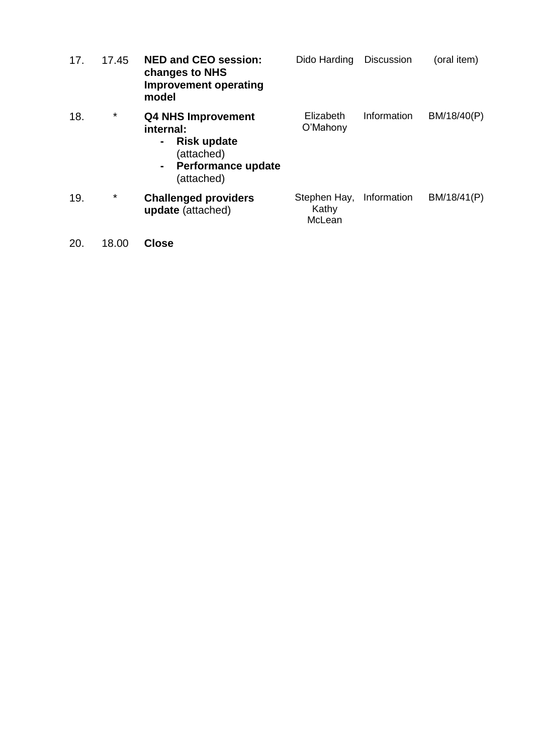| | | | | | |
|---|---|---|---|---|---|
| 17. | 17.45 | **NED and CEO session: changes to NHS Improvement operating model** | Dido Harding | Discussion | (oral item) |
| 18. | * | **Q4 NHS Improvement internal:** <br> - **Risk update** (attached) <br> - **Performance update** (attached) | Elizabeth O'Mahony | Information | BM/18/40(P) |
| 19. | * | **Challenged providers update** (attached) | Stephen Hay, Kathy McLean | Information | BM/18/41(P) |
| 20. | 18.00 | **Close** | | | |